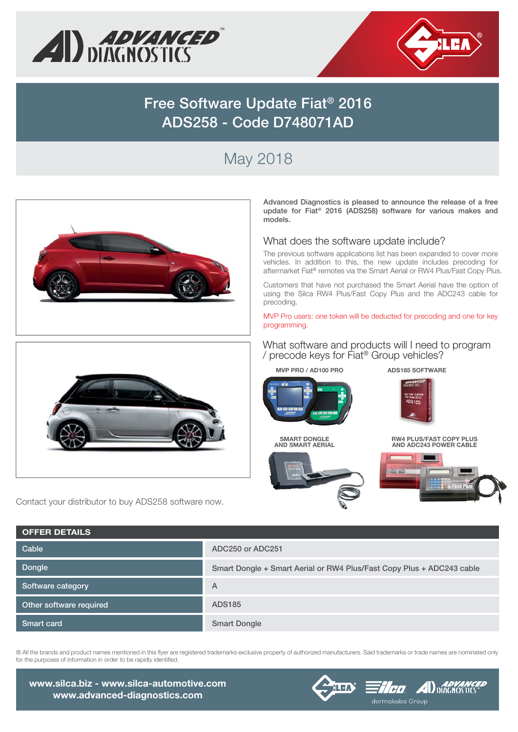# Free Software Update Fiat® 2016
# ADS258 - Code D748071AD

## May 2018

**Advanced Diagnostics is pleased to announce the release of a free update for Fiat® 2016 (ADS258) software for various makes and models.**

### What does the software update include?

The previous software applications list has been expanded to cover more vehicles. In addition to this, the new update includes precoding for aftermarket Fiat® remotes via the Smart Aerial or RW4 Plus/Fast Copy Plus.

Customers that have not purchased the Smart Aerial have the option of using the Silca RW4 Plus/Fast Copy Plus and the ADC243 cable for precoding.

MVP Pro users: one token will be deducted for precoding and one for key programming.

### What software and products will I need to program / precode keys for Fiat® Group vehicles?

MVP PRO / AD100 PRO

ADS185 SOFTWARE

SMART DONGLE AND SMART AERIAL

RW4 PLUS/FAST COPY PLUS AND ADC243 POWER CABLE

Contact your distributor to buy ADS258 software now.

| OFFER DETAILS | |
|---|---|
| Cable | ADC250 or ADC251 |
| Dongle | Smart Dongle + Smart Aerial or RW4 Plus/Fast Copy Plus + ADC243 cable |
| Software category | A |
| Other software required | ADS185 |
| Smart card | Smart Dongle |

® All the brands and product names mentioned in this flyer are registered trademarks exclusive property of authorized manufacturers. Said trademarks or trade names are nominated only for the purposes of information in order to be rapidly identified.

www.silca.biz - www.silca-automotive.com
www.advanced-diagnostics.com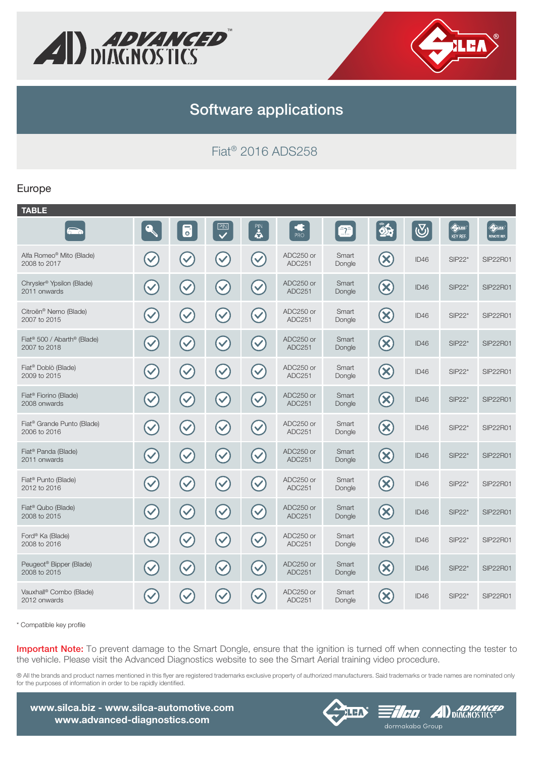# Software applications

## Fiat® 2016 ADS258

### Europe

**TABLE**

| Vehicle | Key | Remote | PIN ✓ | PIN | PRO | Dongle | | Transponder | KEY REF. | REMOTE REF. |
|---|---|---|---|---|---|---|---|---|---|---|
| Alfa Romeo® Mito (Blade) 2008 to 2017 | ✓ | ✓ | ✓ | ✓ | ADC250 or ADC251 | Smart Dongle | ✗ | ID46 | SIP22* | SIP22R01 |
| Chrysler® Ypsilon (Blade) 2011 onwards | ✓ | ✓ | ✓ | ✓ | ADC250 or ADC251 | Smart Dongle | ✗ | ID46 | SIP22* | SIP22R01 |
| Citroën® Nemo (Blade) 2007 to 2015 | ✓ | ✓ | ✓ | ✓ | ADC250 or ADC251 | Smart Dongle | ✗ | ID46 | SIP22* | SIP22R01 |
| Fiat® 500 / Abarth® (Blade) 2007 to 2018 | ✓ | ✓ | ✓ | ✓ | ADC250 or ADC251 | Smart Dongle | ✗ | ID46 | SIP22* | SIP22R01 |
| Fiat® Doblò (Blade) 2009 to 2015 | ✓ | ✓ | ✓ | ✓ | ADC250 or ADC251 | Smart Dongle | ✗ | ID46 | SIP22* | SIP22R01 |
| Fiat® Fiorino (Blade) 2008 onwards | ✓ | ✓ | ✓ | ✓ | ADC250 or ADC251 | Smart Dongle | ✗ | ID46 | SIP22* | SIP22R01 |
| Fiat® Grande Punto (Blade) 2006 to 2016 | ✓ | ✓ | ✓ | ✓ | ADC250 or ADC251 | Smart Dongle | ✗ | ID46 | SIP22* | SIP22R01 |
| Fiat® Panda (Blade) 2011 onwards | ✓ | ✓ | ✓ | ✓ | ADC250 or ADC251 | Smart Dongle | ✗ | ID46 | SIP22* | SIP22R01 |
| Fiat® Punto (Blade) 2012 to 2016 | ✓ | ✓ | ✓ | ✓ | ADC250 or ADC251 | Smart Dongle | ✗ | ID46 | SIP22* | SIP22R01 |
| Fiat® Qubo (Blade) 2008 to 2015 | ✓ | ✓ | ✓ | ✓ | ADC250 or ADC251 | Smart Dongle | ✗ | ID46 | SIP22* | SIP22R01 |
| Ford® Ka (Blade) 2008 to 2016 | ✓ | ✓ | ✓ | ✓ | ADC250 or ADC251 | Smart Dongle | ✗ | ID46 | SIP22* | SIP22R01 |
| Peugeot® Bipper (Blade) 2008 to 2015 | ✓ | ✓ | ✓ | ✓ | ADC250 or ADC251 | Smart Dongle | ✗ | ID46 | SIP22* | SIP22R01 |
| Vauxhall® Combo (Blade) 2012 onwards | ✓ | ✓ | ✓ | ✓ | ADC250 or ADC251 | Smart Dongle | ✗ | ID46 | SIP22* | SIP22R01 |

* Compatible key profile

**Important Note:** To prevent damage to the Smart Dongle, ensure that the ignition is turned off when connecting the tester to the vehicle. Please visit the Advanced Diagnostics website to see the Smart Aerial training video procedure.

® All the brands and product names mentioned in this flyer are registered trademarks exclusive property of authorized manufacturers. Said trademarks or trade names are nominated only for the purposes of information in order to be rapidly identified.

**www.silca.biz - www.silca-automotive.com**
**www.advanced-diagnostics.com**

dormakaba Group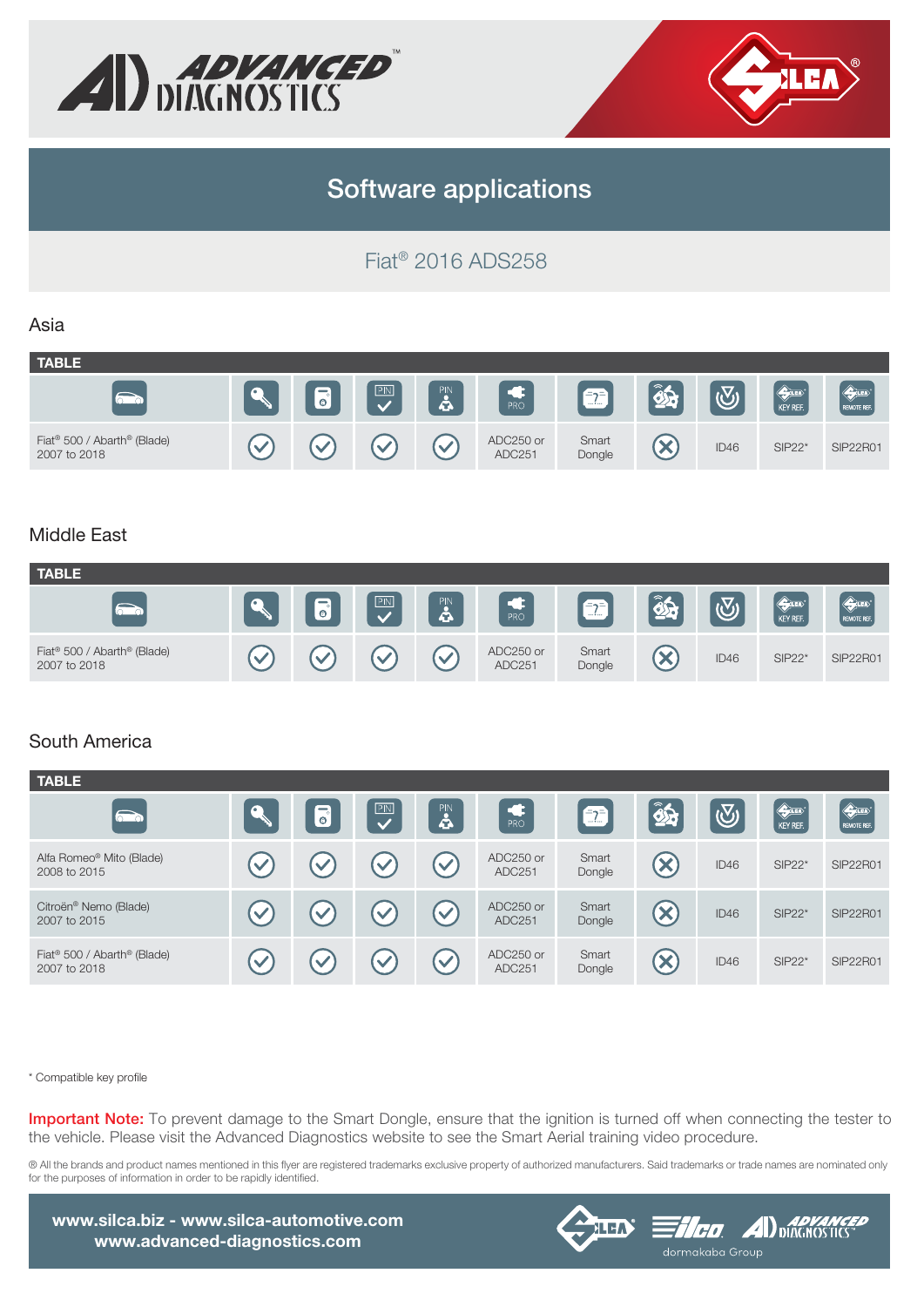# Software applications

## Fiat® 2016 ADS258

### Asia

**TABLE**

| | | | | | | | | | | |
|---|---|---|---|---|---|---|---|---|---|---|
| Fiat® 500 / Abarth® (Blade) 2007 to 2018 | ✓ | ✓ | ✓ | ✓ | ADC250 or ADC251 | Smart Dongle | ✗ | ID46 | SIP22* | SIP22R01 |

### Middle East

**TABLE**

| | | | | | | | | | | |
|---|---|---|---|---|---|---|---|---|---|---|
| Fiat® 500 / Abarth® (Blade) 2007 to 2018 | ✓ | ✓ | ✓ | ✓ | ADC250 or ADC251 | Smart Dongle | ✗ | ID46 | SIP22* | SIP22R01 |

### South America

**TABLE**

| | | | | | | | | | | |
|---|---|---|---|---|---|---|---|---|---|---|
| Alfa Romeo® Mito (Blade) 2008 to 2015 | ✓ | ✓ | ✓ | ✓ | ADC250 or ADC251 | Smart Dongle | ✗ | ID46 | SIP22* | SIP22R01 |
| Citroën® Nemo (Blade) 2007 to 2015 | ✓ | ✓ | ✓ | ✓ | ADC250 or ADC251 | Smart Dongle | ✗ | ID46 | SIP22* | SIP22R01 |
| Fiat® 500 / Abarth® (Blade) 2007 to 2018 | ✓ | ✓ | ✓ | ✓ | ADC250 or ADC251 | Smart Dongle | ✗ | ID46 | SIP22* | SIP22R01 |

* Compatible key profile

**Important Note:** To prevent damage to the Smart Dongle, ensure that the ignition is turned off when connecting the tester to the vehicle. Please visit the Advanced Diagnostics website to see the Smart Aerial training video procedure.

® All the brands and product names mentioned in this flyer are registered trademarks exclusive property of authorized manufacturers. Said trademarks or trade names are nominated only for the purposes of information in order to be rapidly identified.

**www.silca.biz - www.silca-automotive.com**
**www.advanced-diagnostics.com**

dormakaba Group